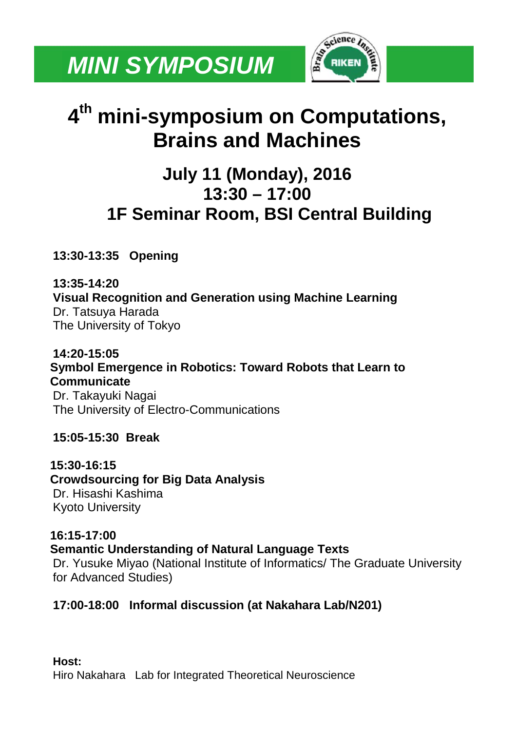# *MINI SYMPOSIUM*

# 4th mini-symposium on Computations, Brains and Machines

## July 11 (Monday), 2016
## 13:30 – 17:00
## 1F Seminar Room, BSI Central Building

**13:30-13:35 Opening**

**13:35-14:20**
**Visual Recognition and Generation using Machine Learning**
Dr. Tatsuya Harada
The University of Tokyo

**14:20-15:05**
**Symbol Emergence in Robotics: Toward Robots that Learn to Communicate**
Dr. Takayuki Nagai
The University of Electro-Communications

**15:05-15:30 Break**

**15:30-16:15**
**Crowdsourcing for Big Data Analysis**
Dr. Hisashi Kashima
Kyoto University

**16:15-17:00**
**Semantic Understanding of Natural Language Texts**
Dr. Yusuke Miyao (National Institute of Informatics/ The Graduate University for Advanced Studies)

**17:00-18:00 Informal discussion (at Nakahara Lab/N201)**

**Host:**
Hiro Nakahara Lab for Integrated Theoretical Neuroscience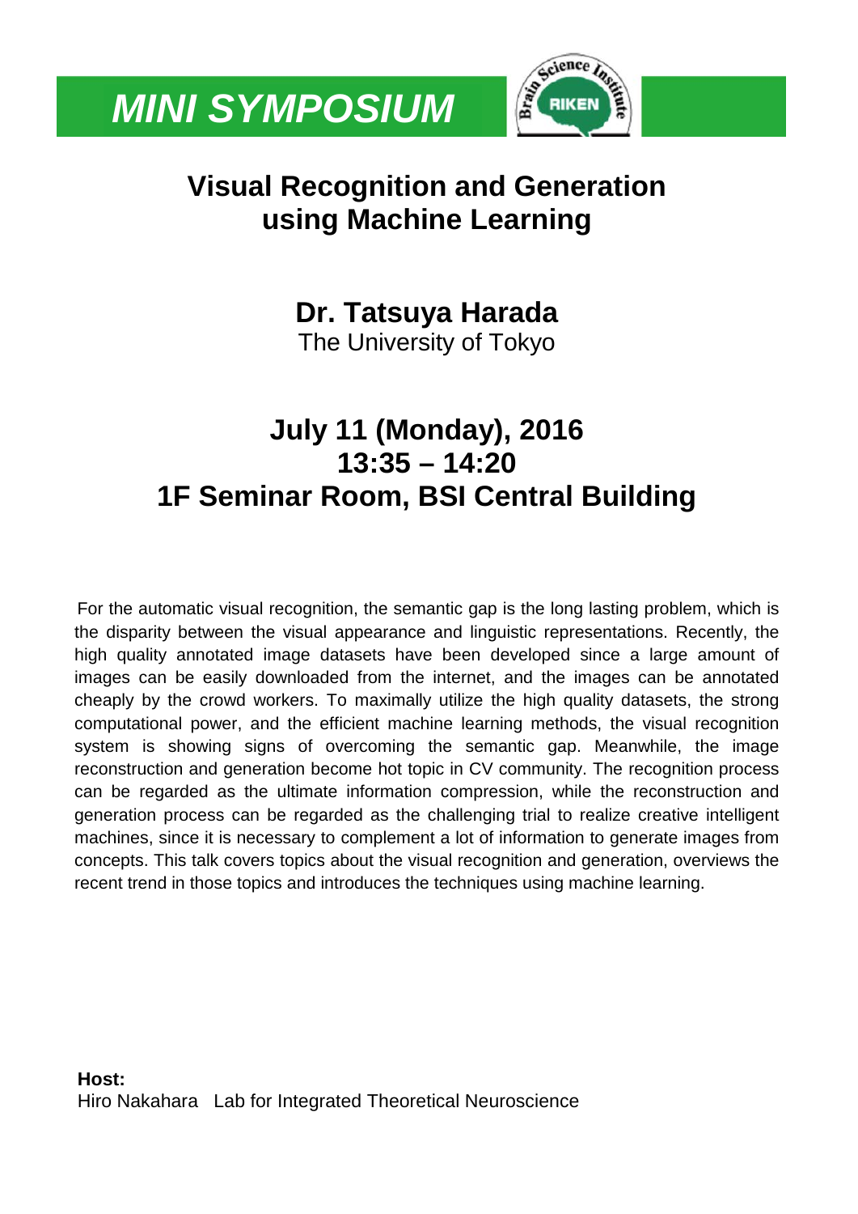# *MINI SYMPOSIUM*

## Visual Recognition and Generation using Machine Learning

### Dr. Tatsuya Harada

The University of Tokyo

### July 11 (Monday), 2016
### 13:35 – 14:20
### 1F Seminar Room, BSI Central Building

For the automatic visual recognition, the semantic gap is the long lasting problem, which is the disparity between the visual appearance and linguistic representations. Recently, the high quality annotated image datasets have been developed since a large amount of images can be easily downloaded from the internet, and the images can be annotated cheaply by the crowd workers. To maximally utilize the high quality datasets, the strong computational power, and the efficient machine learning methods, the visual recognition system is showing signs of overcoming the semantic gap. Meanwhile, the image reconstruction and generation become hot topic in CV community. The recognition process can be regarded as the ultimate information compression, while the reconstruction and generation process can be regarded as the challenging trial to realize creative intelligent machines, since it is necessary to complement a lot of information to generate images from concepts. This talk covers topics about the visual recognition and generation, overviews the recent trend in those topics and introduces the techniques using machine learning.

**Host:**
Hiro Nakahara Lab for Integrated Theoretical Neuroscience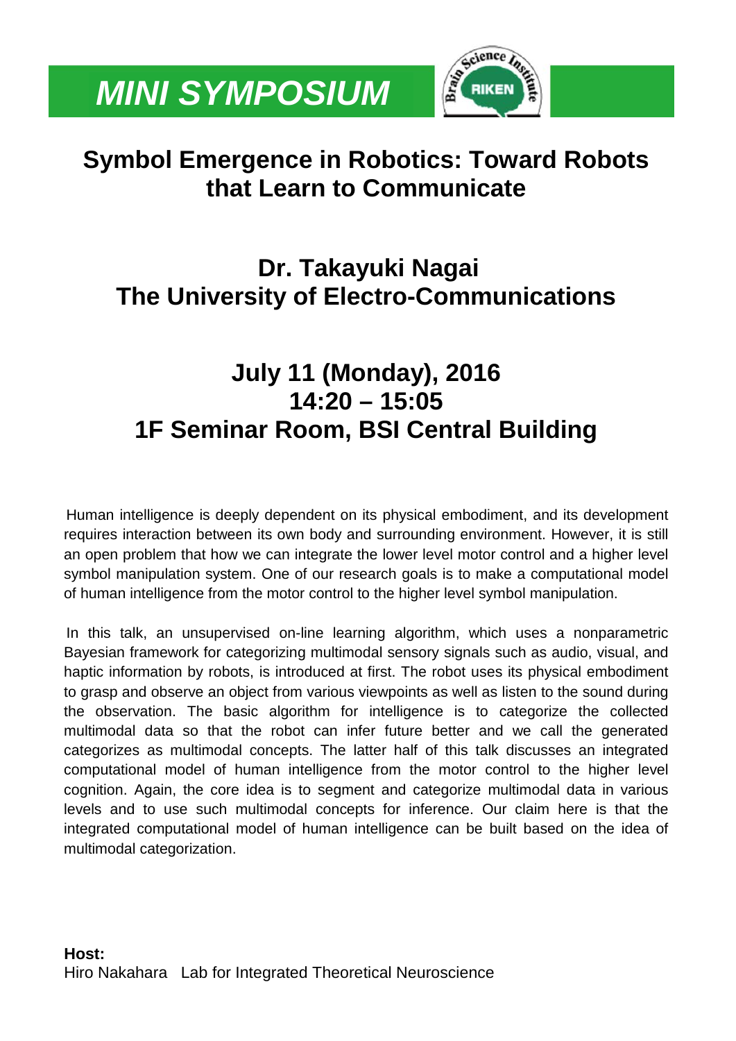# *MINI SYMPOSIUM*

## Symbol Emergence in Robotics: Toward Robots that Learn to Communicate

## Dr. Takayuki Nagai
## The University of Electro-Communications

## July 11 (Monday), 2016
## 14:20 – 15:05
## 1F Seminar Room, BSI Central Building

Human intelligence is deeply dependent on its physical embodiment, and its development requires interaction between its own body and surrounding environment. However, it is still an open problem that how we can integrate the lower level motor control and a higher level symbol manipulation system. One of our research goals is to make a computational model of human intelligence from the motor control to the higher level symbol manipulation.

In this talk, an unsupervised on-line learning algorithm, which uses a nonparametric Bayesian framework for categorizing multimodal sensory signals such as audio, visual, and haptic information by robots, is introduced at first. The robot uses its physical embodiment to grasp and observe an object from various viewpoints as well as listen to the sound during the observation. The basic algorithm for intelligence is to categorize the collected multimodal data so that the robot can infer future better and we call the generated categorizes as multimodal concepts. The latter half of this talk discusses an integrated computational model of human intelligence from the motor control to the higher level cognition. Again, the core idea is to segment and categorize multimodal data in various levels and to use such multimodal concepts for inference. Our claim here is that the integrated computational model of human intelligence can be built based on the idea of multimodal categorization.

**Host:**
Hiro Nakahara Lab for Integrated Theoretical Neuroscience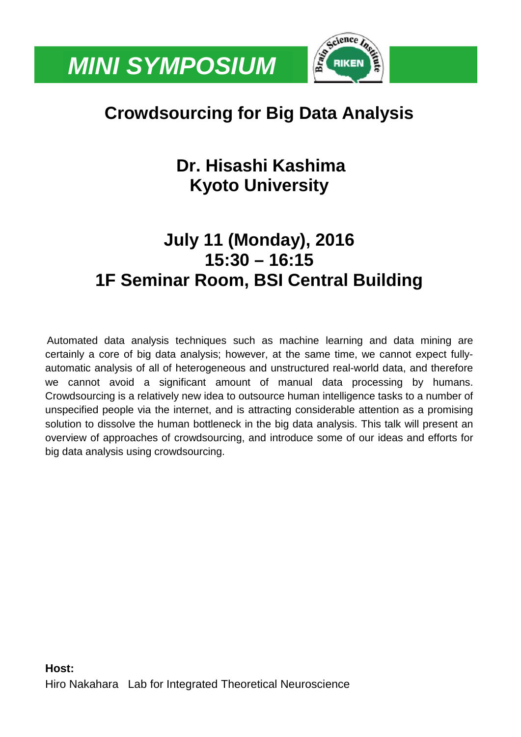# *MINI SYMPOSIUM*

## Crowdsourcing for Big Data Analysis

### Dr. Hisashi Kashima
### Kyoto University

### July 11 (Monday), 2016
### 15:30 – 16:15
### 1F Seminar Room, BSI Central Building

Automated data analysis techniques such as machine learning and data mining are certainly a core of big data analysis; however, at the same time, we cannot expect fully-automatic analysis of all of heterogeneous and unstructured real-world data, and therefore we cannot avoid a significant amount of manual data processing by humans. Crowdsourcing is a relatively new idea to outsource human intelligence tasks to a number of unspecified people via the internet, and is attracting considerable attention as a promising solution to dissolve the human bottleneck in the big data analysis. This talk will present an overview of approaches of crowdsourcing, and introduce some of our ideas and efforts for big data analysis using crowdsourcing.

**Host:**

Hiro Nakahara   Lab for Integrated Theoretical Neuroscience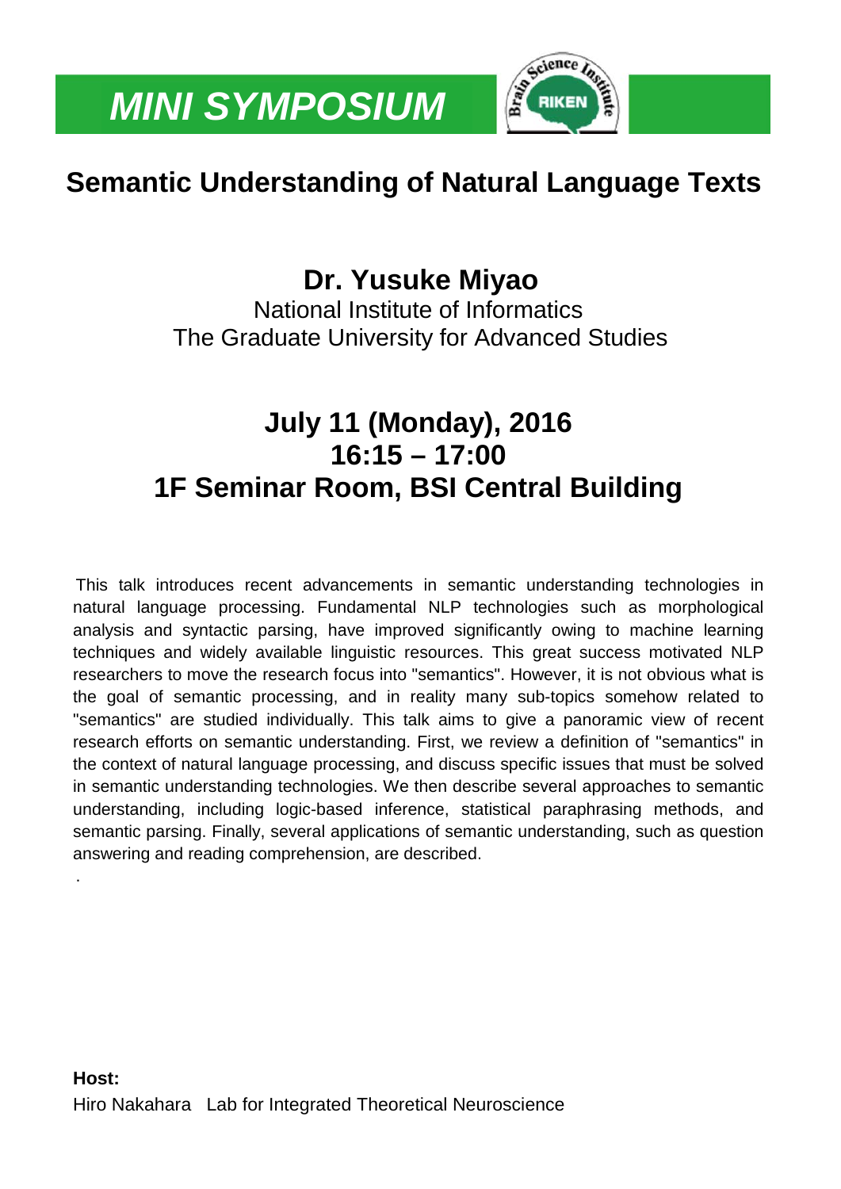# *MINI SYMPOSIUM*

## Semantic Understanding of Natural Language Texts

**Dr. Yusuke Miyao**

National Institute of Informatics
The Graduate University for Advanced Studies

**July 11 (Monday), 2016**
**16:15 – 17:00**
**1F Seminar Room, BSI Central Building**

This talk introduces recent advancements in semantic understanding technologies in natural language processing. Fundamental NLP technologies such as morphological analysis and syntactic parsing, have improved significantly owing to machine learning techniques and widely available linguistic resources. This great success motivated NLP researchers to move the research focus into "semantics". However, it is not obvious what is the goal of semantic processing, and in reality many sub-topics somehow related to "semantics" are studied individually. This talk aims to give a panoramic view of recent research efforts on semantic understanding. First, we review a definition of "semantics" in the context of natural language processing, and discuss specific issues that must be solved in semantic understanding technologies. We then describe several approaches to semantic understanding, including logic-based inference, statistical paraphrasing methods, and semantic parsing. Finally, several applications of semantic understanding, such as question answering and reading comprehension, are described.

.

**Host:**
Hiro Nakahara Lab for Integrated Theoretical Neuroscience